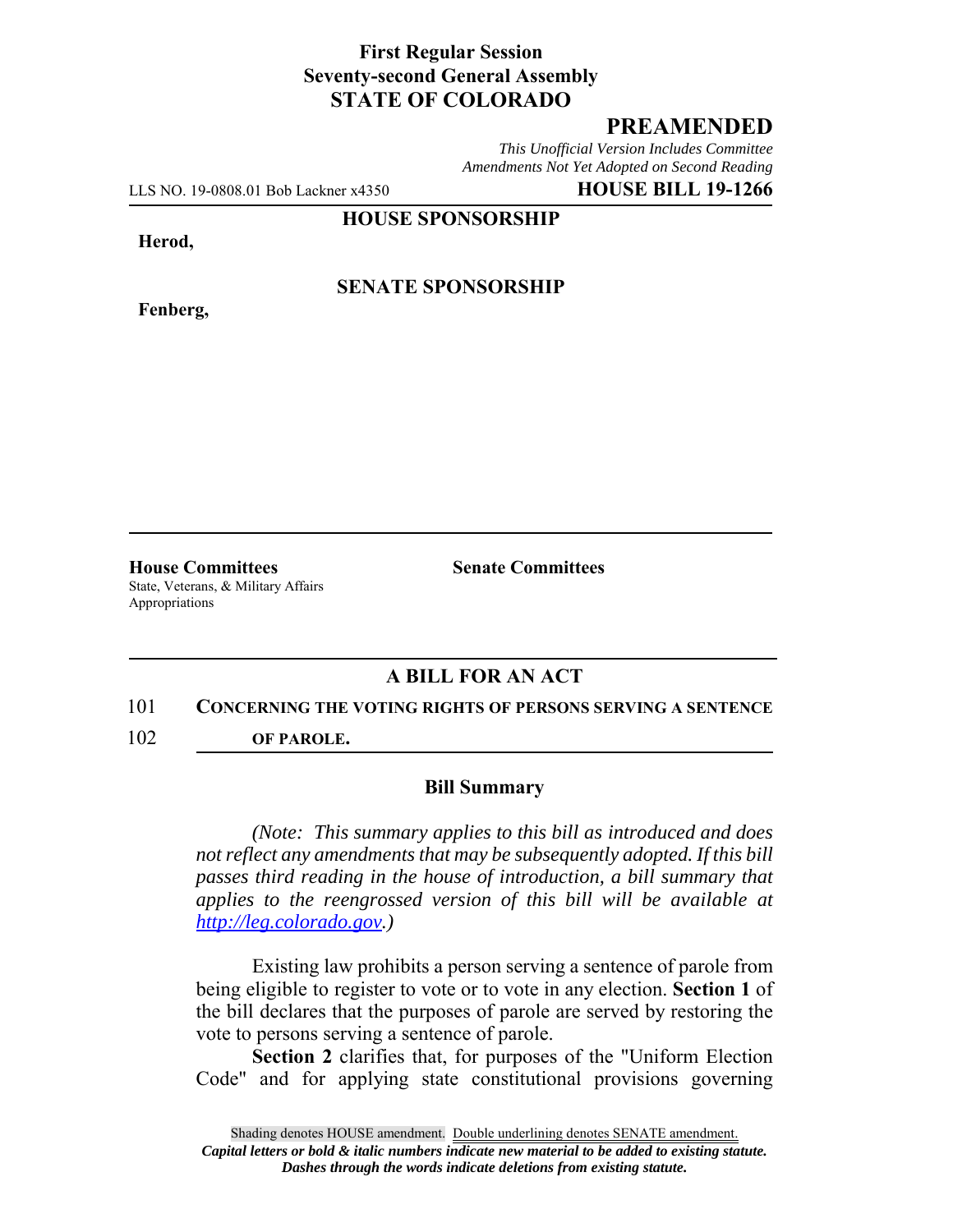**First Regular Session**
**Seventy-second General Assembly**
**STATE OF COLORADO**

# PREAMENDED

*This Unofficial Version Includes Committee Amendments Not Yet Adopted on Second Reading*

LLS NO. 19-0808.01 Bob Lackner x4350 **HOUSE BILL 19-1266**

**HOUSE SPONSORSHIP**

**Herod,**

**SENATE SPONSORSHIP**

**Fenberg,**

**House Committees**
State, Veterans, & Military Affairs
Appropriations

**Senate Committees**

## A BILL FOR AN ACT

101 **CONCERNING THE VOTING RIGHTS OF PERSONS SERVING A SENTENCE**
102 **OF PAROLE.**

### Bill Summary

*(Note: This summary applies to this bill as introduced and does not reflect any amendments that may be subsequently adopted. If this bill passes third reading in the house of introduction, a bill summary that applies to the reengrossed version of this bill will be available at http://leg.colorado.gov.)*

Existing law prohibits a person serving a sentence of parole from being eligible to register to vote or to vote in any election. **Section 1** of the bill declares that the purposes of parole are served by restoring the vote to persons serving a sentence of parole.

**Section 2** clarifies that, for purposes of the "Uniform Election Code" and for applying state constitutional provisions governing

Shading denotes HOUSE amendment. Double underlining denotes SENATE amendment.
*Capital letters or bold & italic numbers indicate new material to be added to existing statute.*
*Dashes through the words indicate deletions from existing statute.*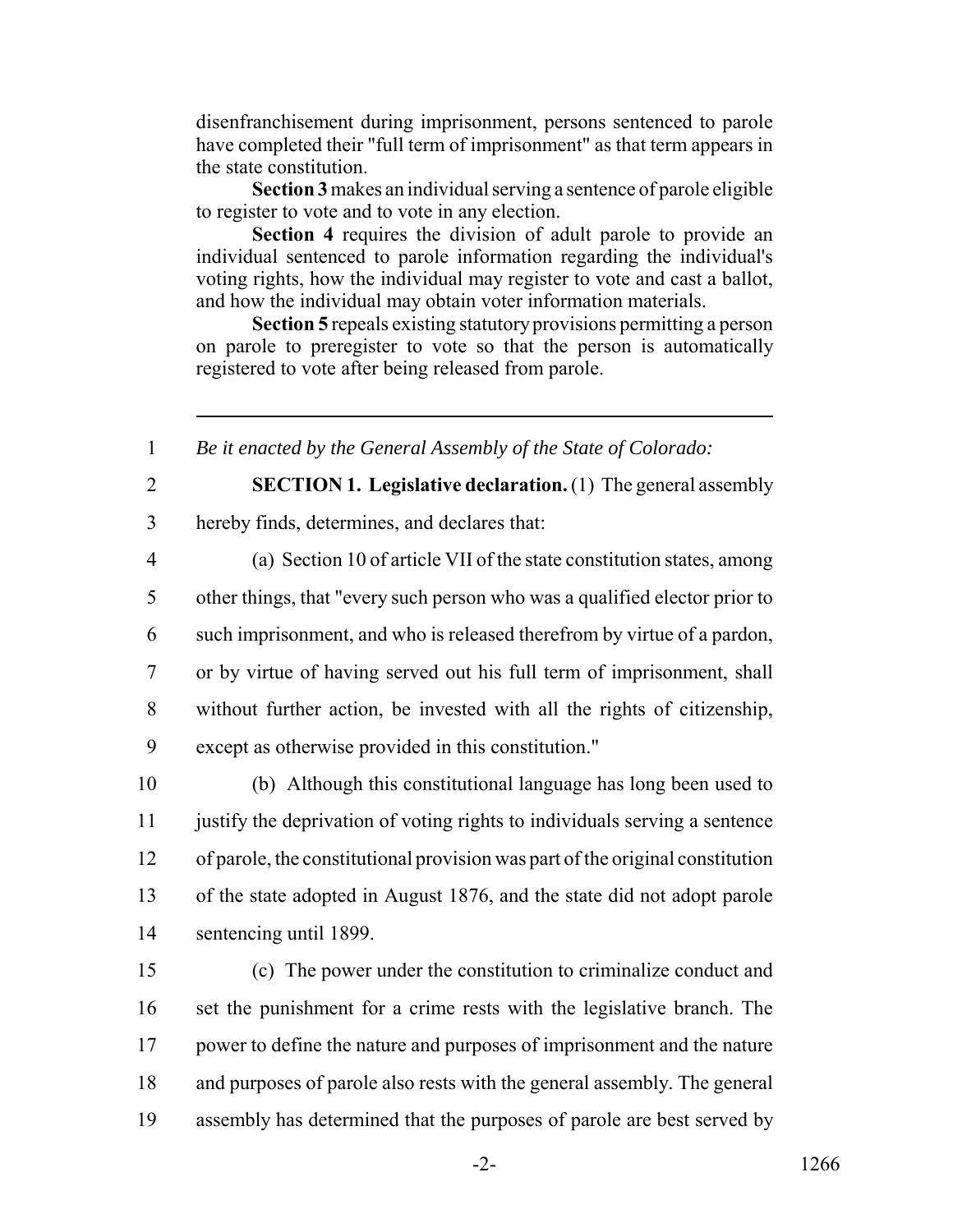disenfranchisement during imprisonment, persons sentenced to parole have completed their "full term of imprisonment" as that term appears in the state constitution.

**Section 3** makes an individual serving a sentence of parole eligible to register to vote and to vote in any election.

**Section 4** requires the division of adult parole to provide an individual sentenced to parole information regarding the individual's voting rights, how the individual may register to vote and cast a ballot, and how the individual may obtain voter information materials.

**Section 5** repeals existing statutory provisions permitting a person on parole to preregister to vote so that the person is automatically registered to vote after being released from parole.

---

1 *Be it enacted by the General Assembly of the State of Colorado:*

2 **SECTION 1. Legislative declaration.** (1) The general assembly
3 hereby finds, determines, and declares that:

4 (a) Section 10 of article VII of the state constitution states, among
5 other things, that "every such person who was a qualified elector prior to
6 such imprisonment, and who is released therefrom by virtue of a pardon,
7 or by virtue of having served out his full term of imprisonment, shall
8 without further action, be invested with all the rights of citizenship,
9 except as otherwise provided in this constitution."

10 (b) Although this constitutional language has long been used to
11 justify the deprivation of voting rights to individuals serving a sentence
12 of parole, the constitutional provision was part of the original constitution
13 of the state adopted in August 1876, and the state did not adopt parole
14 sentencing until 1899.

15 (c) The power under the constitution to criminalize conduct and
16 set the punishment for a crime rests with the legislative branch. The
17 power to define the nature and purposes of imprisonment and the nature
18 and purposes of parole also rests with the general assembly. The general
19 assembly has determined that the purposes of parole are best served by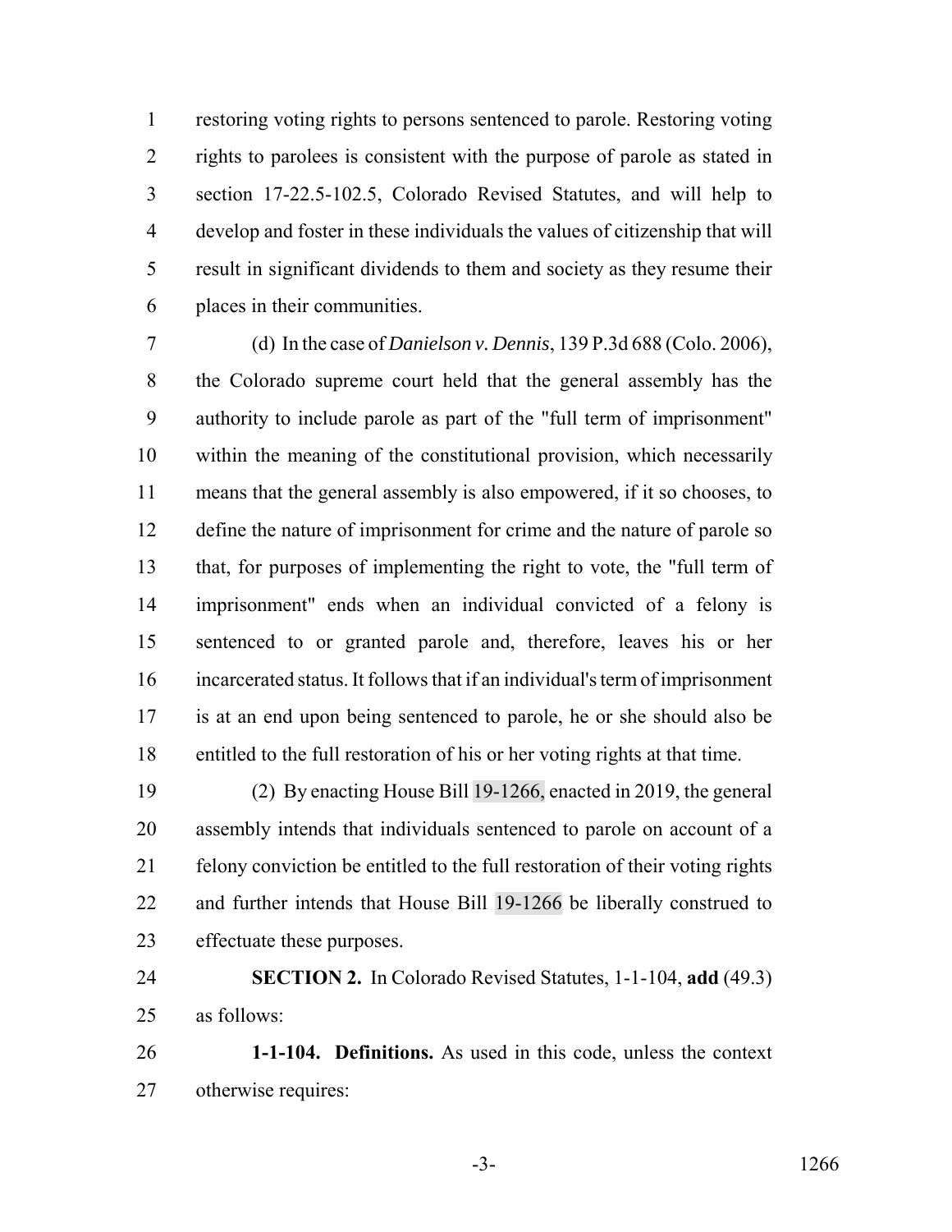restoring voting rights to persons sentenced to parole. Restoring voting rights to parolees is consistent with the purpose of parole as stated in section 17-22.5-102.5, Colorado Revised Statutes, and will help to develop and foster in these individuals the values of citizenship that will result in significant dividends to them and society as they resume their places in their communities.

(d) In the case of *Danielson v. Dennis*, 139 P.3d 688 (Colo. 2006), the Colorado supreme court held that the general assembly has the authority to include parole as part of the "full term of imprisonment" within the meaning of the constitutional provision, which necessarily means that the general assembly is also empowered, if it so chooses, to define the nature of imprisonment for crime and the nature of parole so that, for purposes of implementing the right to vote, the "full term of imprisonment" ends when an individual convicted of a felony is sentenced to or granted parole and, therefore, leaves his or her incarcerated status. It follows that if an individual's term of imprisonment is at an end upon being sentenced to parole, he or she should also be entitled to the full restoration of his or her voting rights at that time.

(2) By enacting House Bill 19-1266, enacted in 2019, the general assembly intends that individuals sentenced to parole on account of a felony conviction be entitled to the full restoration of their voting rights and further intends that House Bill 19-1266 be liberally construed to effectuate these purposes.

**SECTION 2.** In Colorado Revised Statutes, 1-1-104, **add** (49.3) as follows:

**1-1-104. Definitions.** As used in this code, unless the context otherwise requires: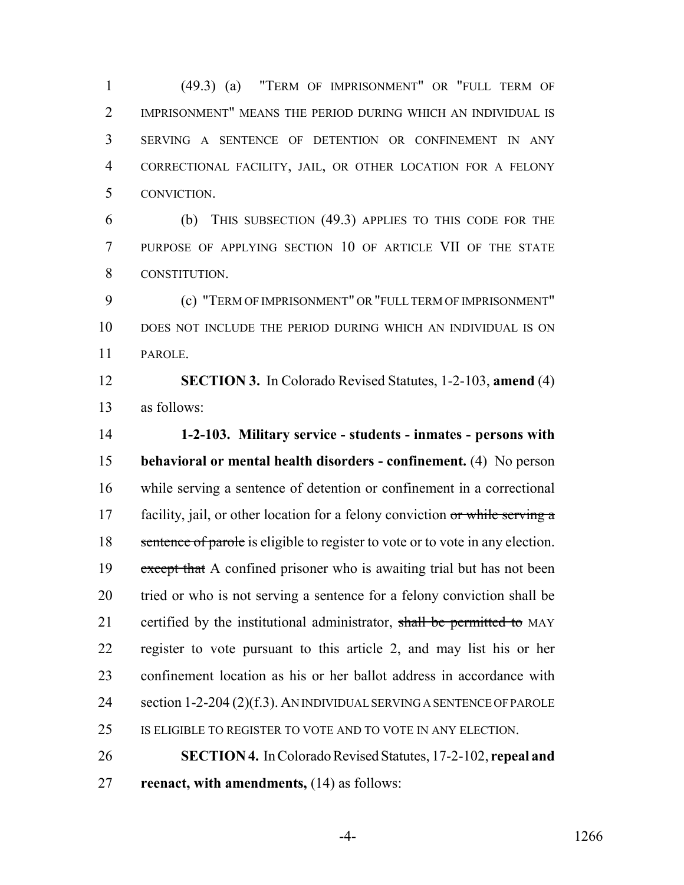(49.3) (a) "TERM OF IMPRISONMENT" OR "FULL TERM OF IMPRISONMENT" MEANS THE PERIOD DURING WHICH AN INDIVIDUAL IS SERVING A SENTENCE OF DETENTION OR CONFINEMENT IN ANY CORRECTIONAL FACILITY, JAIL, OR OTHER LOCATION FOR A FELONY CONVICTION.

(b) THIS SUBSECTION (49.3) APPLIES TO THIS CODE FOR THE PURPOSE OF APPLYING SECTION 10 OF ARTICLE VII OF THE STATE CONSTITUTION.

(c) "TERM OF IMPRISONMENT" OR "FULL TERM OF IMPRISONMENT" DOES NOT INCLUDE THE PERIOD DURING WHICH AN INDIVIDUAL IS ON PAROLE.

**SECTION 3.** In Colorado Revised Statutes, 1-2-103, **amend** (4) as follows:

**1-2-103. Military service - students - inmates - persons with behavioral or mental health disorders - confinement.** (4) No person while serving a sentence of detention or confinement in a correctional facility, jail, or other location for a felony conviction ~~or while serving a sentence of parole~~ is eligible to register to vote or to vote in any election. ~~except that~~ A confined prisoner who is awaiting trial but has not been tried or who is not serving a sentence for a felony conviction shall be certified by the institutional administrator, ~~shall be permitted to~~ MAY register to vote pursuant to this article 2, and may list his or her confinement location as his or her ballot address in accordance with section 1-2-204 (2)(f.3). AN INDIVIDUAL SERVING A SENTENCE OF PAROLE IS ELIGIBLE TO REGISTER TO VOTE AND TO VOTE IN ANY ELECTION.

**SECTION 4.** In Colorado Revised Statutes, 17-2-102, **repeal and reenact, with amendments,** (14) as follows: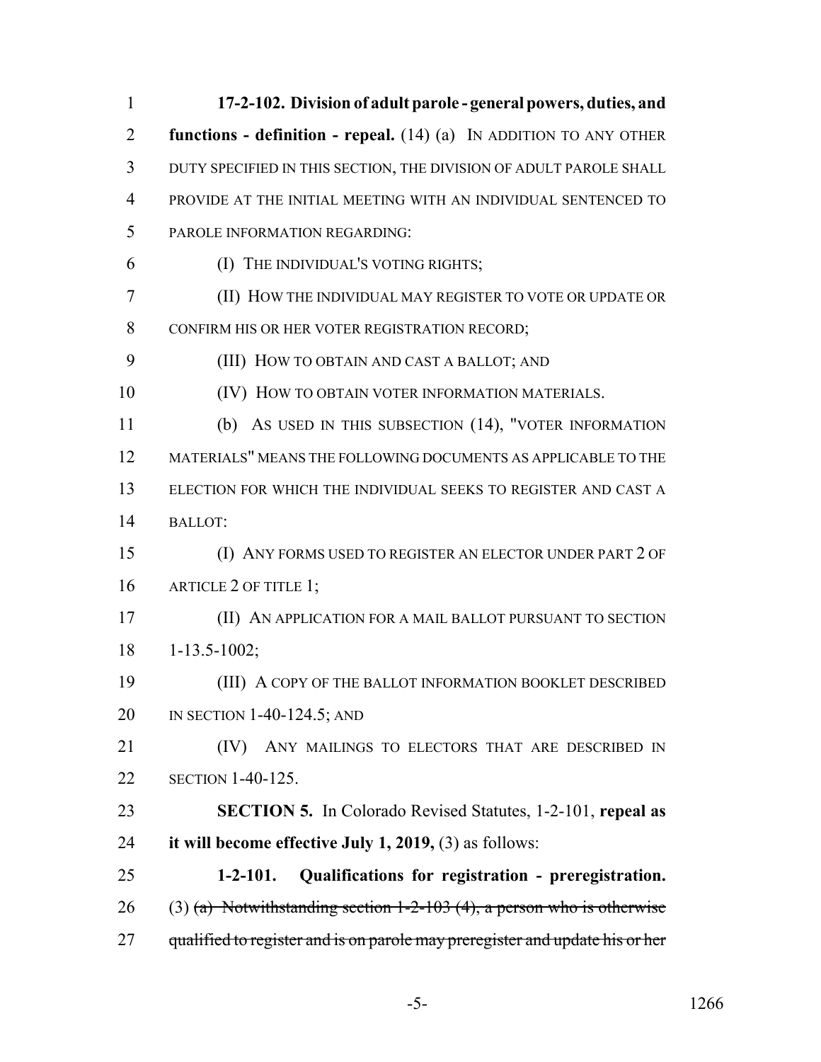**17-2-102. Division of adult parole - general powers, duties, and functions - definition - repeal.** (14) (a) IN ADDITION TO ANY OTHER DUTY SPECIFIED IN THIS SECTION, THE DIVISION OF ADULT PAROLE SHALL PROVIDE AT THE INITIAL MEETING WITH AN INDIVIDUAL SENTENCED TO PAROLE INFORMATION REGARDING:

(I) THE INDIVIDUAL'S VOTING RIGHTS;

(II) HOW THE INDIVIDUAL MAY REGISTER TO VOTE OR UPDATE OR CONFIRM HIS OR HER VOTER REGISTRATION RECORD;

(III) HOW TO OBTAIN AND CAST A BALLOT; AND

(IV) HOW TO OBTAIN VOTER INFORMATION MATERIALS.

(b) AS USED IN THIS SUBSECTION (14), "VOTER INFORMATION MATERIALS" MEANS THE FOLLOWING DOCUMENTS AS APPLICABLE TO THE ELECTION FOR WHICH THE INDIVIDUAL SEEKS TO REGISTER AND CAST A BALLOT:

(I) ANY FORMS USED TO REGISTER AN ELECTOR UNDER PART 2 OF ARTICLE 2 OF TITLE 1;

(II) AN APPLICATION FOR A MAIL BALLOT PURSUANT TO SECTION 1-13.5-1002;

(III) A COPY OF THE BALLOT INFORMATION BOOKLET DESCRIBED IN SECTION 1-40-124.5; AND

(IV) ANY MAILINGS TO ELECTORS THAT ARE DESCRIBED IN SECTION 1-40-125.

**SECTION 5.** In Colorado Revised Statutes, 1-2-101, **repeal as it will become effective July 1, 2019,** (3) as follows:

**1-2-101. Qualifications for registration - preregistration.** (3) ~~(a) Notwithstanding section 1-2-103 (4), a person who is otherwise qualified to register and is on parole may preregister and update his or her~~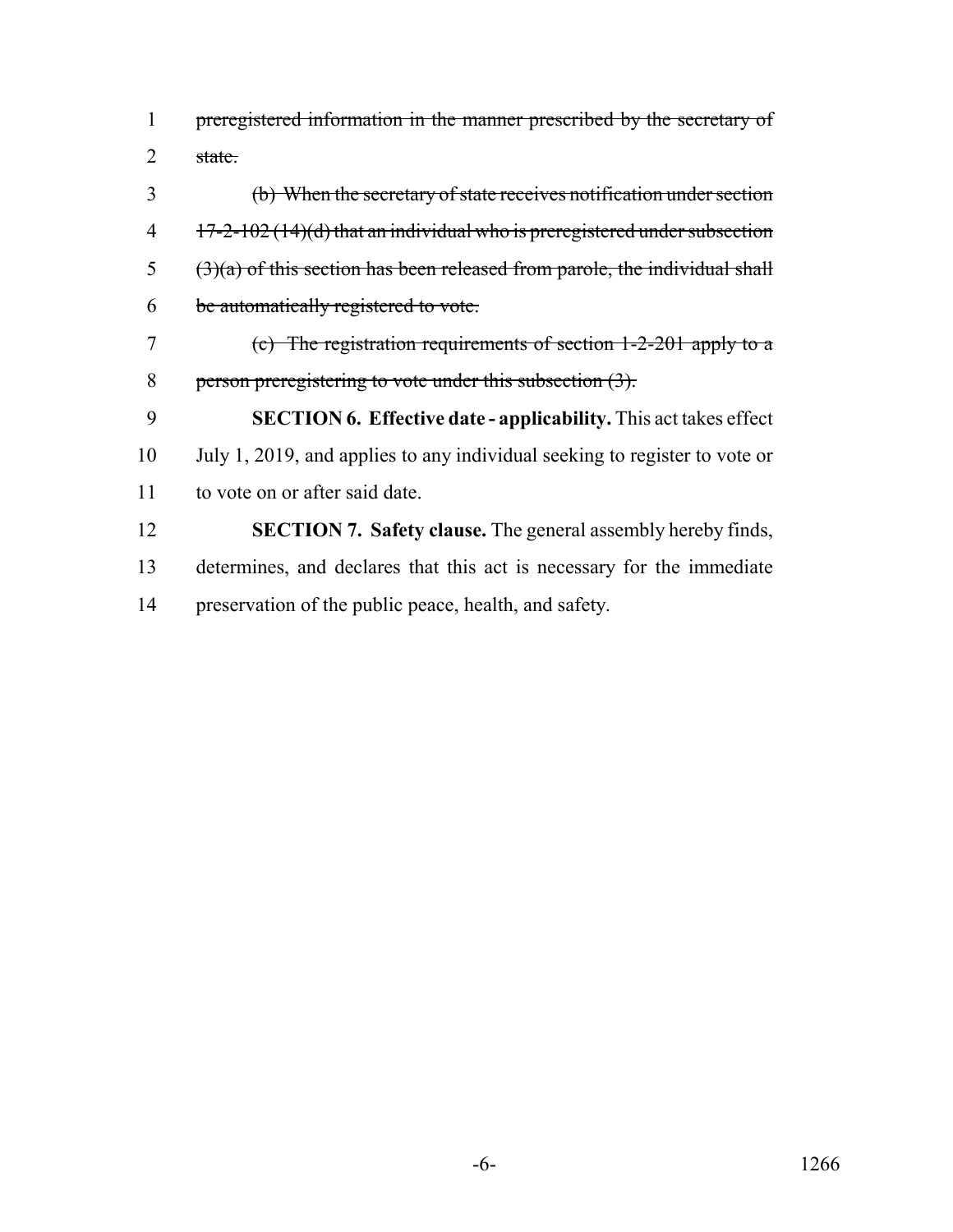~~preregistered information in the manner prescribed by the secretary of state.~~

~~(b) When the secretary of state receives notification under section 17-2-102 (14)(d) that an individual who is preregistered under subsection (3)(a) of this section has been released from parole, the individual shall be automatically registered to vote.~~

~~(c) The registration requirements of section 1-2-201 apply to a person preregistering to vote under this subsection (3).~~

**SECTION 6. Effective date - applicability.** This act takes effect July 1, 2019, and applies to any individual seeking to register to vote or to vote on or after said date.

**SECTION 7. Safety clause.** The general assembly hereby finds, determines, and declares that this act is necessary for the immediate preservation of the public peace, health, and safety.